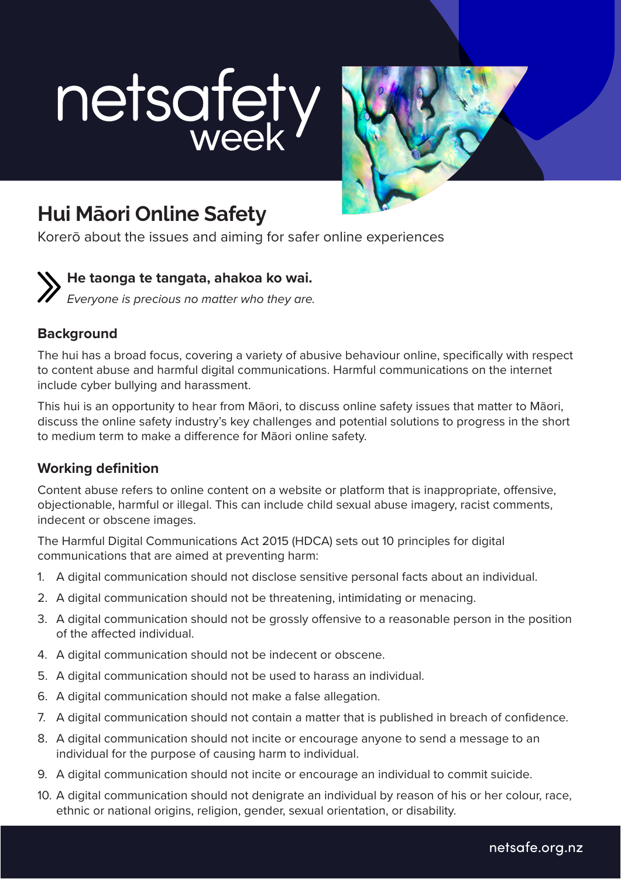netsafety week

# Hui Māori Online Safety

Korerō about the issues and aiming for safer online experiences

**He taonga te tangata, ahakoa ko wai.**
*Everyone is precious no matter who they are.*

## Background

The hui has a broad focus, covering a variety of abusive behaviour online, specifically with respect to content abuse and harmful digital communications. Harmful communications on the internet include cyber bullying and harassment.

This hui is an opportunity to hear from Māori, to discuss online safety issues that matter to Māori, discuss the online safety industry's key challenges and potential solutions to progress in the short to medium term to make a difference for Māori online safety.

## Working definition

Content abuse refers to online content on a website or platform that is inappropriate, offensive, objectionable, harmful or illegal. This can include child sexual abuse imagery, racist comments, indecent or obscene images.

The Harmful Digital Communications Act 2015 (HDCA) sets out 10 principles for digital communications that are aimed at preventing harm:

1. A digital communication should not disclose sensitive personal facts about an individual.
2. A digital communication should not be threatening, intimidating or menacing.
3. A digital communication should not be grossly offensive to a reasonable person in the position of the affected individual.
4. A digital communication should not be indecent or obscene.
5. A digital communication should not be used to harass an individual.
6. A digital communication should not make a false allegation.
7. A digital communication should not contain a matter that is published in breach of confidence.
8. A digital communication should not incite or encourage anyone to send a message to an individual for the purpose of causing harm to individual.
9. A digital communication should not incite or encourage an individual to commit suicide.
10. A digital communication should not denigrate an individual by reason of his or her colour, race, ethnic or national origins, religion, gender, sexual orientation, or disability.

netsafe.org.nz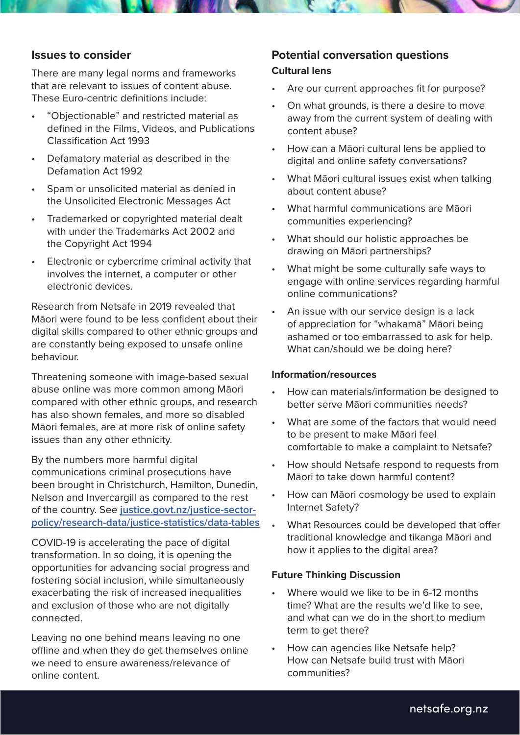## Issues to consider

There are many legal norms and frameworks that are relevant to issues of content abuse. These Euro-centric definitions include:

- "Objectionable" and restricted material as defined in the Films, Videos, and Publications Classification Act 1993
- Defamatory material as described in the Defamation Act 1992
- Spam or unsolicited material as denied in the Unsolicited Electronic Messages Act
- Trademarked or copyrighted material dealt with under the Trademarks Act 2002 and the Copyright Act 1994
- Electronic or cybercrime criminal activity that involves the internet, a computer or other electronic devices.

Research from Netsafe in 2019 revealed that Māori were found to be less confident about their digital skills compared to other ethnic groups and are constantly being exposed to unsafe online behaviour.

Threatening someone with image-based sexual abuse online was more common among Māori compared with other ethnic groups, and research has also shown females, and more so disabled Māori females, are at more risk of online safety issues than any other ethnicity.

By the numbers more harmful digital communications criminal prosecutions have been brought in Christchurch, Hamilton, Dunedin, Nelson and Invercargill as compared to the rest of the country. See [justice.govt.nz/justice-sector-policy/research-data/justice-statistics/data-tables](justice.govt.nz/justice-sector-policy/research-data/justice-statistics/data-tables)

COVID-19 is accelerating the pace of digital transformation. In so doing, it is opening the opportunities for advancing social progress and fostering social inclusion, while simultaneously exacerbating the risk of increased inequalities and exclusion of those who are not digitally connected.

Leaving no one behind means leaving no one offline and when they do get themselves online we need to ensure awareness/relevance of online content.

## Potential conversation questions

### Cultural lens

- Are our current approaches fit for purpose?
- On what grounds, is there a desire to move away from the current system of dealing with content abuse?
- How can a Māori cultural lens be applied to digital and online safety conversations?
- What Māori cultural issues exist when talking about content abuse?
- What harmful communications are Māori communities experiencing?
- What should our holistic approaches be drawing on Māori partnerships?
- What might be some culturally safe ways to engage with online services regarding harmful online communications?
- An issue with our service design is a lack of appreciation for "whakamā" Māori being ashamed or too embarrassed to ask for help. What can/should we be doing here?

### Information/resources

- How can materials/information be designed to better serve Māori communities needs?
- What are some of the factors that would need to be present to make Māori feel comfortable to make a complaint to Netsafe?
- How should Netsafe respond to requests from Māori to take down harmful content?
- How can Māori cosmology be used to explain Internet Safety?
- What Resources could be developed that offer traditional knowledge and tikanga Māori and how it applies to the digital area?

### Future Thinking Discussion

- Where would we like to be in 6-12 months time? What are the results we'd like to see, and what can we do in the short to medium term to get there?
- How can agencies like Netsafe help? How can Netsafe build trust with Māori communities?